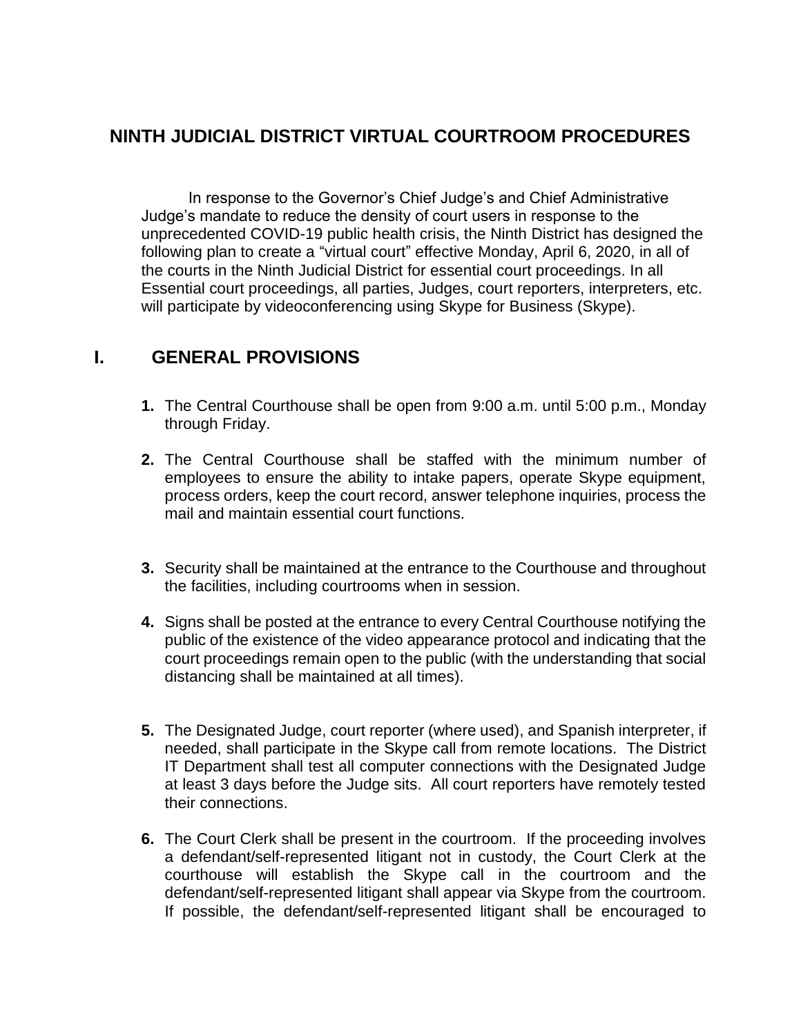# NINTH JUDICIAL DISTRICT VIRTUAL COURTROOM PROCEDURES

In response to the Governor's Chief Judge's and Chief Administrative Judge's mandate to reduce the density of court users in response to the unprecedented COVID-19 public health crisis, the Ninth District has designed the following plan to create a "virtual court" effective Monday, April 6, 2020, in all of the courts in the Ninth Judicial District for essential court proceedings. In all Essential court proceedings, all parties, Judges, court reporters, interpreters, etc. will participate by videoconferencing using Skype for Business (Skype).

## I. GENERAL PROVISIONS

**1.** The Central Courthouse shall be open from 9:00 a.m. until 5:00 p.m., Monday through Friday.

**2.** The Central Courthouse shall be staffed with the minimum number of employees to ensure the ability to intake papers, operate Skype equipment, process orders, keep the court record, answer telephone inquiries, process the mail and maintain essential court functions.

**3.** Security shall be maintained at the entrance to the Courthouse and throughout the facilities, including courtrooms when in session.

**4.** Signs shall be posted at the entrance to every Central Courthouse notifying the public of the existence of the video appearance protocol and indicating that the court proceedings remain open to the public (with the understanding that social distancing shall be maintained at all times).

**5.** The Designated Judge, court reporter (where used), and Spanish interpreter, if needed, shall participate in the Skype call from remote locations. The District IT Department shall test all computer connections with the Designated Judge at least 3 days before the Judge sits. All court reporters have remotely tested their connections.

**6.** The Court Clerk shall be present in the courtroom. If the proceeding involves a defendant/self-represented litigant not in custody, the Court Clerk at the courthouse will establish the Skype call in the courtroom and the defendant/self-represented litigant shall appear via Skype from the courtroom. If possible, the defendant/self-represented litigant shall be encouraged to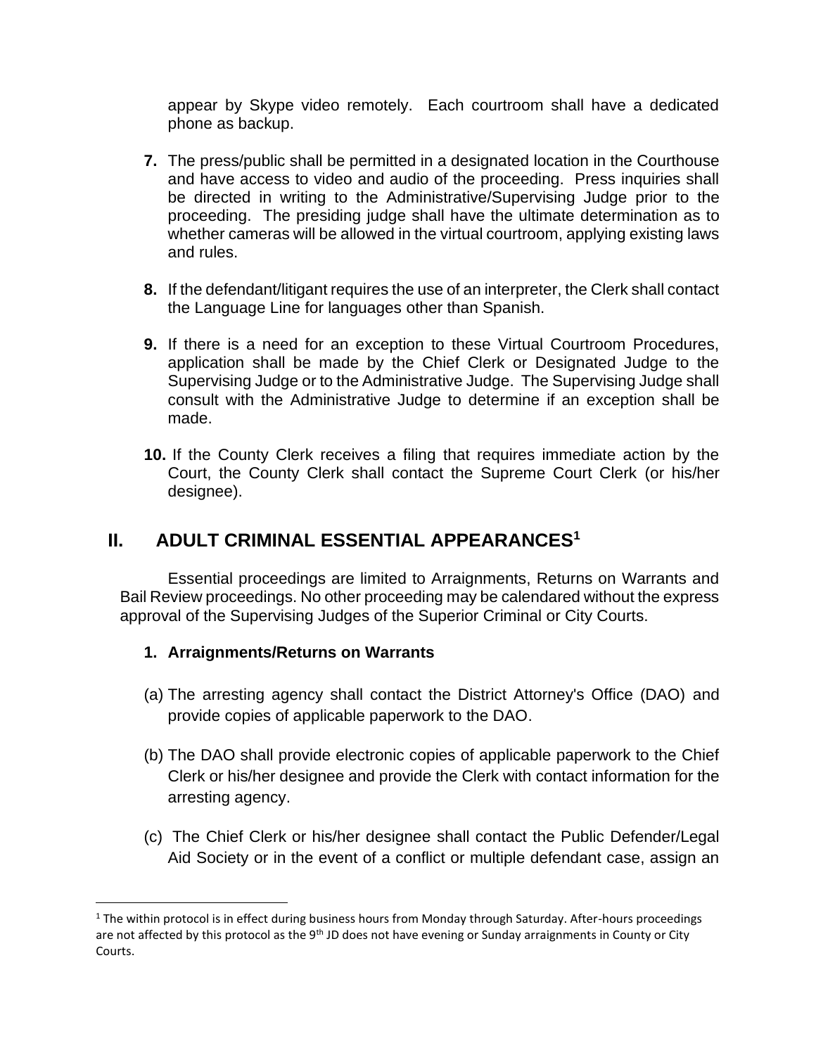appear by Skype video remotely. Each courtroom shall have a dedicated phone as backup.

**7.** The press/public shall be permitted in a designated location in the Courthouse and have access to video and audio of the proceeding. Press inquiries shall be directed in writing to the Administrative/Supervising Judge prior to the proceeding. The presiding judge shall have the ultimate determination as to whether cameras will be allowed in the virtual courtroom, applying existing laws and rules.

**8.** If the defendant/litigant requires the use of an interpreter, the Clerk shall contact the Language Line for languages other than Spanish.

**9.** If there is a need for an exception to these Virtual Courtroom Procedures, application shall be made by the Chief Clerk or Designated Judge to the Supervising Judge or to the Administrative Judge. The Supervising Judge shall consult with the Administrative Judge to determine if an exception shall be made.

**10.** If the County Clerk receives a filing that requires immediate action by the Court, the County Clerk shall contact the Supreme Court Clerk (or his/her designee).

## II. ADULT CRIMINAL ESSENTIAL APPEARANCES[1]

Essential proceedings are limited to Arraignments, Returns on Warrants and Bail Review proceedings. No other proceeding may be calendared without the express approval of the Supervising Judges of the Superior Criminal or City Courts.

### 1. Arraignments/Returns on Warrants

(a) The arresting agency shall contact the District Attorney's Office (DAO) and provide copies of applicable paperwork to the DAO.

(b) The DAO shall provide electronic copies of applicable paperwork to the Chief Clerk or his/her designee and provide the Clerk with contact information for the arresting agency.

(c) The Chief Clerk or his/her designee shall contact the Public Defender/Legal Aid Society or in the event of a conflict or multiple defendant case, assign an

[1] The within protocol is in effect during business hours from Monday through Saturday. After-hours proceedings are not affected by this protocol as the 9th JD does not have evening or Sunday arraignments in County or City Courts.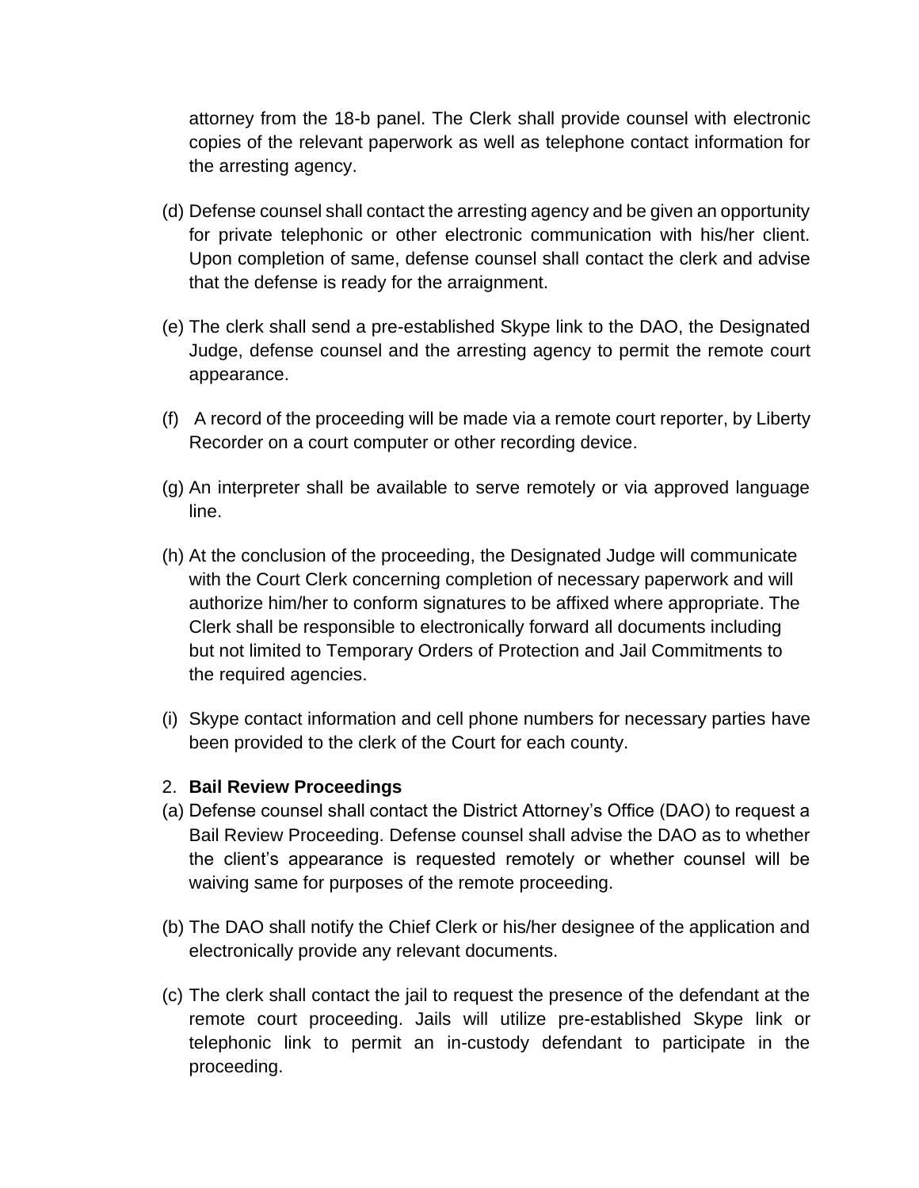attorney from the 18-b panel. The Clerk shall provide counsel with electronic copies of the relevant paperwork as well as telephone contact information for the arresting agency.

(d) Defense counsel shall contact the arresting agency and be given an opportunity for private telephonic or other electronic communication with his/her client. Upon completion of same, defense counsel shall contact the clerk and advise that the defense is ready for the arraignment.

(e) The clerk shall send a pre-established Skype link to the DAO, the Designated Judge, defense counsel and the arresting agency to permit the remote court appearance.

(f) A record of the proceeding will be made via a remote court reporter, by Liberty Recorder on a court computer or other recording device.

(g) An interpreter shall be available to serve remotely or via approved language line.

(h) At the conclusion of the proceeding, the Designated Judge will communicate with the Court Clerk concerning completion of necessary paperwork and will authorize him/her to conform signatures to be affixed where appropriate. The Clerk shall be responsible to electronically forward all documents including but not limited to Temporary Orders of Protection and Jail Commitments to the required agencies.

(i) Skype contact information and cell phone numbers for necessary parties have been provided to the clerk of the Court for each county.

2. **Bail Review Proceedings**

(a) Defense counsel shall contact the District Attorney's Office (DAO) to request a Bail Review Proceeding. Defense counsel shall advise the DAO as to whether the client's appearance is requested remotely or whether counsel will be waiving same for purposes of the remote proceeding.

(b) The DAO shall notify the Chief Clerk or his/her designee of the application and electronically provide any relevant documents.

(c) The clerk shall contact the jail to request the presence of the defendant at the remote court proceeding. Jails will utilize pre-established Skype link or telephonic link to permit an in-custody defendant to participate in the proceeding.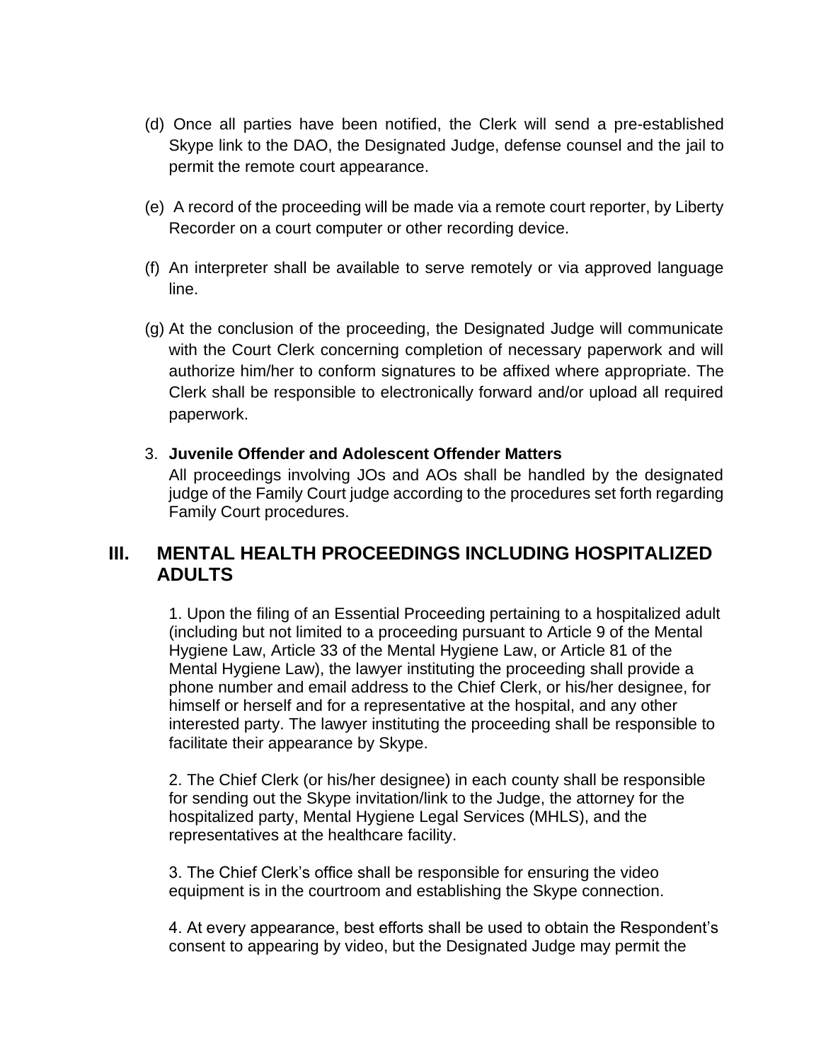(d) Once all parties have been notified, the Clerk will send a pre-established Skype link to the DAO, the Designated Judge, defense counsel and the jail to permit the remote court appearance.

(e) A record of the proceeding will be made via a remote court reporter, by Liberty Recorder on a court computer or other recording device.

(f) An interpreter shall be available to serve remotely or via approved language line.

(g) At the conclusion of the proceeding, the Designated Judge will communicate with the Court Clerk concerning completion of necessary paperwork and will authorize him/her to conform signatures to be affixed where appropriate. The Clerk shall be responsible to electronically forward and/or upload all required paperwork.

3. **Juvenile Offender and Adolescent Offender Matters**

All proceedings involving JOs and AOs shall be handled by the designated judge of the Family Court judge according to the procedures set forth regarding Family Court procedures.

## III. MENTAL HEALTH PROCEEDINGS INCLUDING HOSPITALIZED ADULTS

1. Upon the filing of an Essential Proceeding pertaining to a hospitalized adult (including but not limited to a proceeding pursuant to Article 9 of the Mental Hygiene Law, Article 33 of the Mental Hygiene Law, or Article 81 of the Mental Hygiene Law), the lawyer instituting the proceeding shall provide a phone number and email address to the Chief Clerk, or his/her designee, for himself or herself and for a representative at the hospital, and any other interested party. The lawyer instituting the proceeding shall be responsible to facilitate their appearance by Skype.

2. The Chief Clerk (or his/her designee) in each county shall be responsible for sending out the Skype invitation/link to the Judge, the attorney for the hospitalized party, Mental Hygiene Legal Services (MHLS), and the representatives at the healthcare facility.

3. The Chief Clerk's office shall be responsible for ensuring the video equipment is in the courtroom and establishing the Skype connection.

4. At every appearance, best efforts shall be used to obtain the Respondent's consent to appearing by video, but the Designated Judge may permit the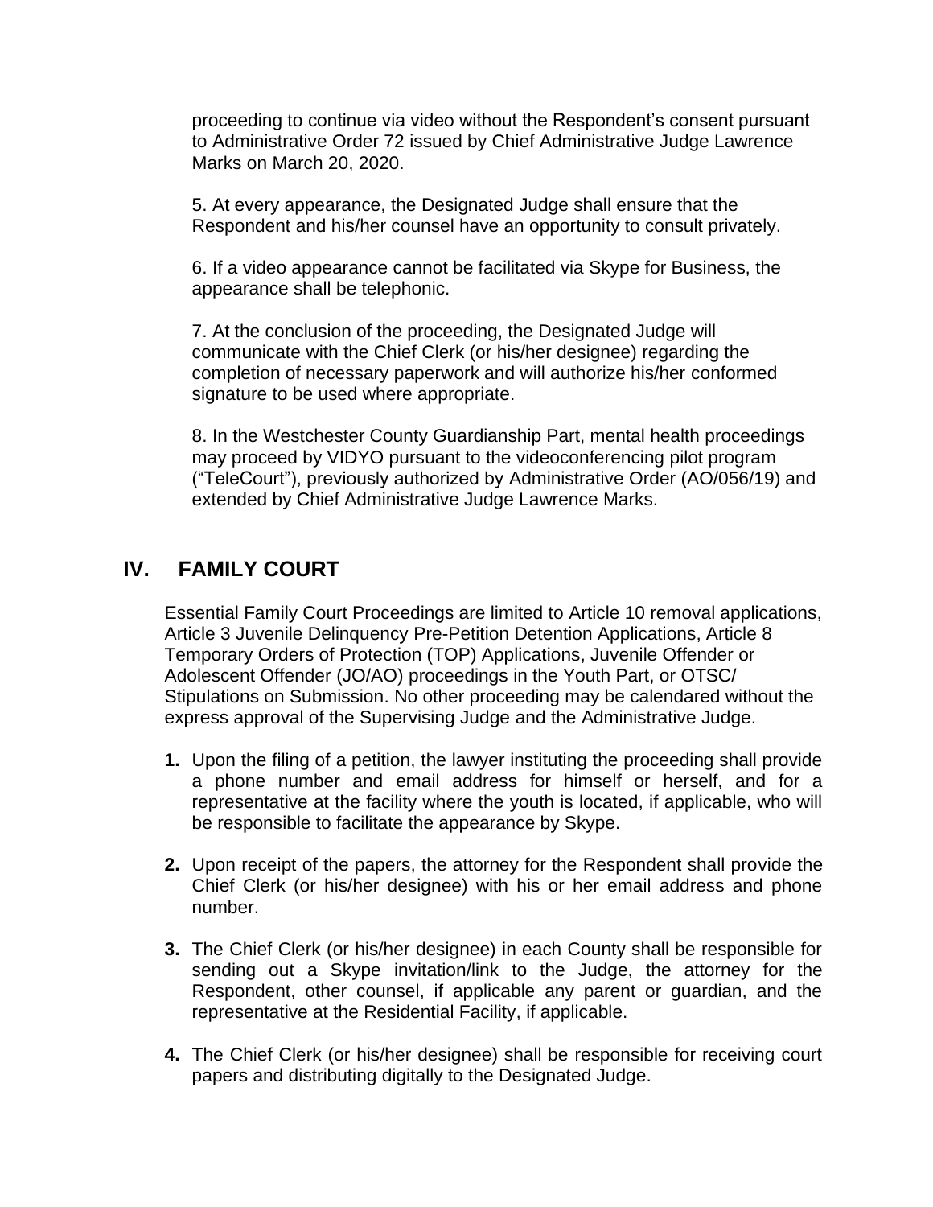proceeding to continue via video without the Respondent's consent pursuant to Administrative Order 72 issued by Chief Administrative Judge Lawrence Marks on March 20, 2020.

5. At every appearance, the Designated Judge shall ensure that the Respondent and his/her counsel have an opportunity to consult privately.

6. If a video appearance cannot be facilitated via Skype for Business, the appearance shall be telephonic.

7. At the conclusion of the proceeding, the Designated Judge will communicate with the Chief Clerk (or his/her designee) regarding the completion of necessary paperwork and will authorize his/her conformed signature to be used where appropriate.

8. In the Westchester County Guardianship Part, mental health proceedings may proceed by VIDYO pursuant to the videoconferencing pilot program ("TeleCourt"), previously authorized by Administrative Order (AO/056/19) and extended by Chief Administrative Judge Lawrence Marks.

## IV. FAMILY COURT

Essential Family Court Proceedings are limited to Article 10 removal applications, Article 3 Juvenile Delinquency Pre-Petition Detention Applications, Article 8 Temporary Orders of Protection (TOP) Applications, Juvenile Offender or Adolescent Offender (JO/AO) proceedings in the Youth Part, or OTSC/ Stipulations on Submission. No other proceeding may be calendared without the express approval of the Supervising Judge and the Administrative Judge.

**1.** Upon the filing of a petition, the lawyer instituting the proceeding shall provide a phone number and email address for himself or herself, and for a representative at the facility where the youth is located, if applicable, who will be responsible to facilitate the appearance by Skype.

**2.** Upon receipt of the papers, the attorney for the Respondent shall provide the Chief Clerk (or his/her designee) with his or her email address and phone number.

**3.** The Chief Clerk (or his/her designee) in each County shall be responsible for sending out a Skype invitation/link to the Judge, the attorney for the Respondent, other counsel, if applicable any parent or guardian, and the representative at the Residential Facility, if applicable.

**4.** The Chief Clerk (or his/her designee) shall be responsible for receiving court papers and distributing digitally to the Designated Judge.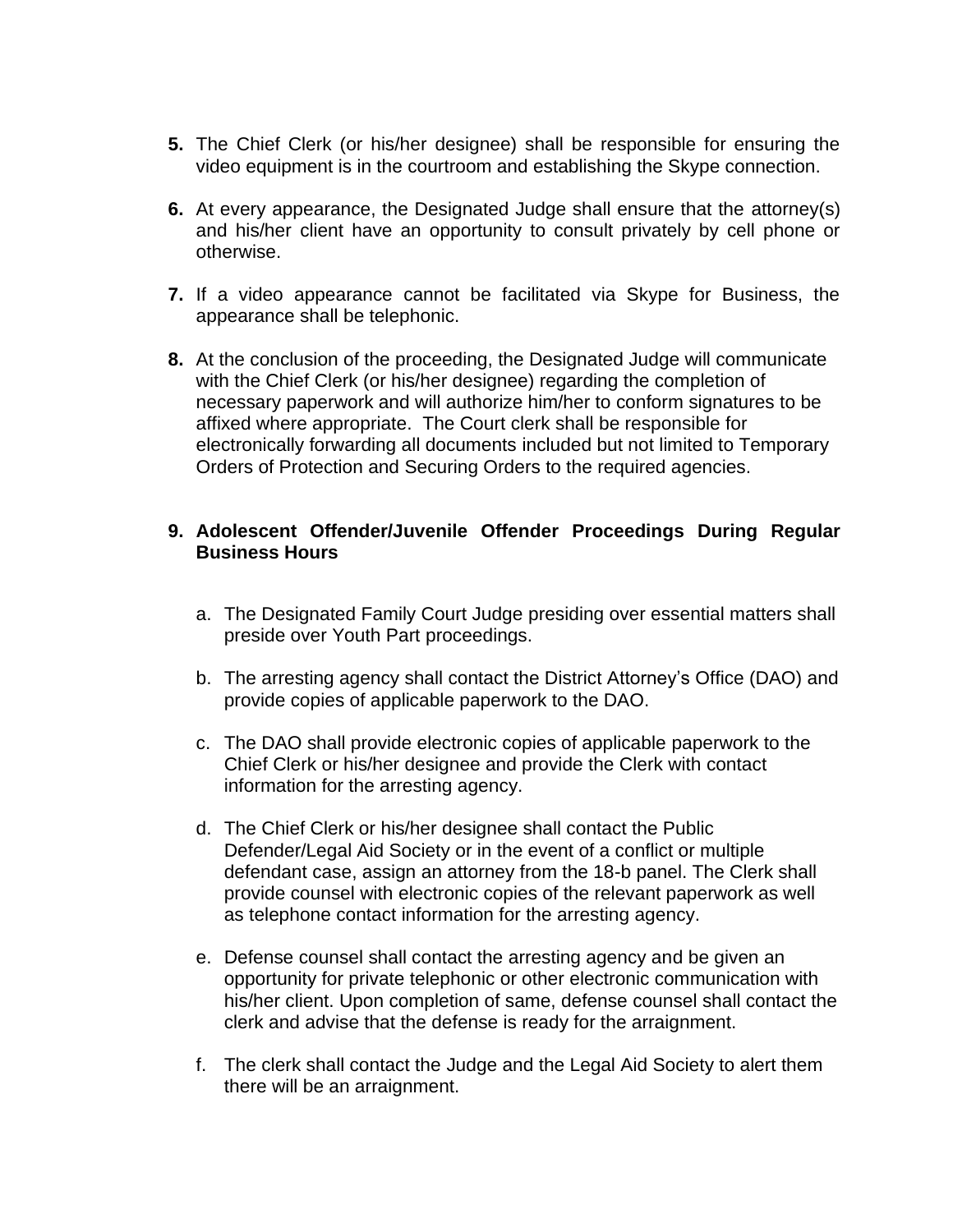**5.** The Chief Clerk (or his/her designee) shall be responsible for ensuring the video equipment is in the courtroom and establishing the Skype connection.

**6.** At every appearance, the Designated Judge shall ensure that the attorney(s) and his/her client have an opportunity to consult privately by cell phone or otherwise.

**7.** If a video appearance cannot be facilitated via Skype for Business, the appearance shall be telephonic.

**8.** At the conclusion of the proceeding, the Designated Judge will communicate with the Chief Clerk (or his/her designee) regarding the completion of necessary paperwork and will authorize him/her to conform signatures to be affixed where appropriate. The Court clerk shall be responsible for electronically forwarding all documents included but not limited to Temporary Orders of Protection and Securing Orders to the required agencies.

**9. Adolescent Offender/Juvenile Offender Proceedings During Regular Business Hours**

a. The Designated Family Court Judge presiding over essential matters shall preside over Youth Part proceedings.

b. The arresting agency shall contact the District Attorney's Office (DAO) and provide copies of applicable paperwork to the DAO.

c. The DAO shall provide electronic copies of applicable paperwork to the Chief Clerk or his/her designee and provide the Clerk with contact information for the arresting agency.

d. The Chief Clerk or his/her designee shall contact the Public Defender/Legal Aid Society or in the event of a conflict or multiple defendant case, assign an attorney from the 18-b panel. The Clerk shall provide counsel with electronic copies of the relevant paperwork as well as telephone contact information for the arresting agency.

e. Defense counsel shall contact the arresting agency and be given an opportunity for private telephonic or other electronic communication with his/her client. Upon completion of same, defense counsel shall contact the clerk and advise that the defense is ready for the arraignment.

f. The clerk shall contact the Judge and the Legal Aid Society to alert them there will be an arraignment.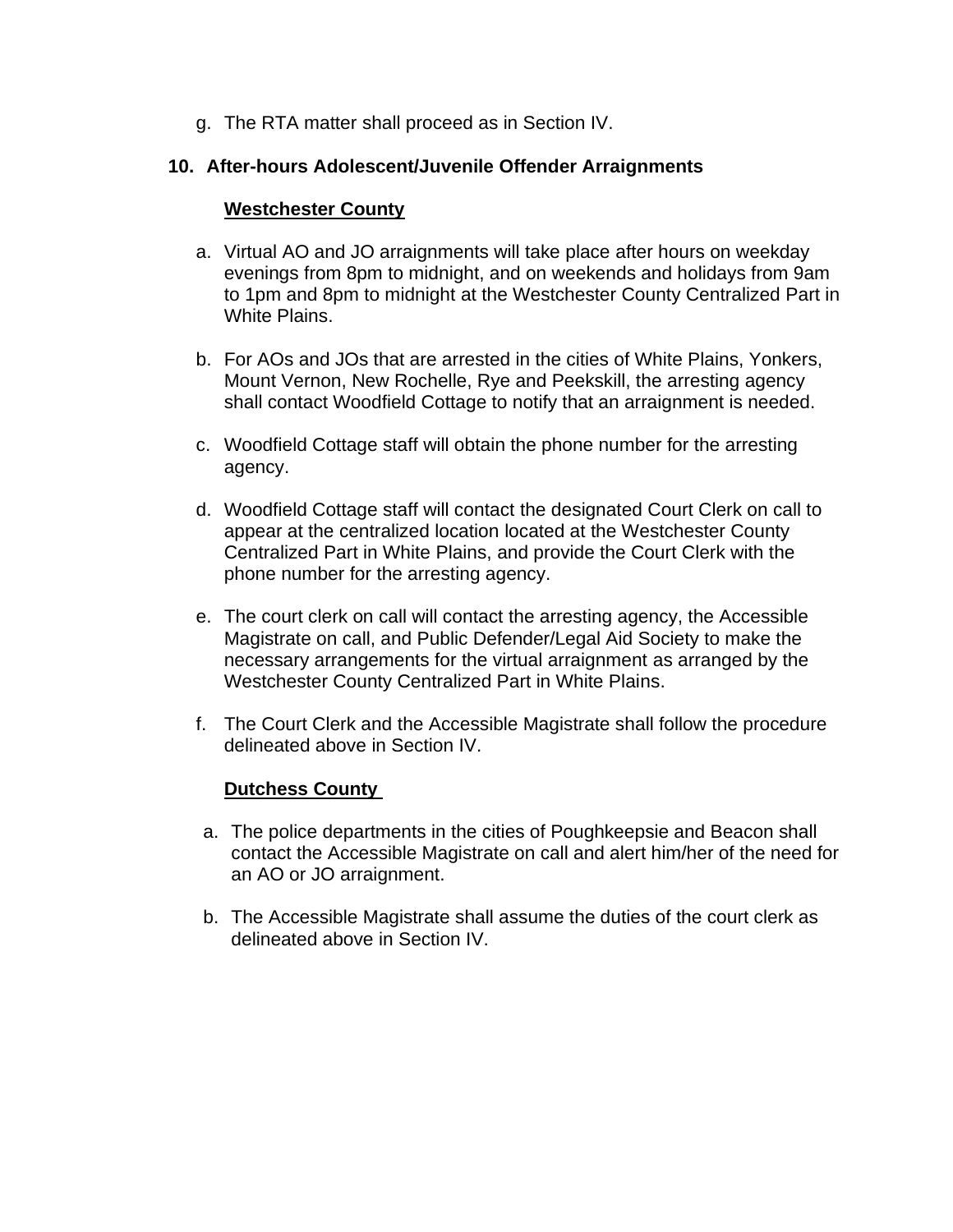g. The RTA matter shall proceed as in Section IV.

## 10. After-hours Adolescent/Juvenile Offender Arraignments

**Westchester County**

a. Virtual AO and JO arraignments will take place after hours on weekday evenings from 8pm to midnight, and on weekends and holidays from 9am to 1pm and 8pm to midnight at the Westchester County Centralized Part in White Plains.

b. For AOs and JOs that are arrested in the cities of White Plains, Yonkers, Mount Vernon, New Rochelle, Rye and Peekskill, the arresting agency shall contact Woodfield Cottage to notify that an arraignment is needed.

c. Woodfield Cottage staff will obtain the phone number for the arresting agency.

d. Woodfield Cottage staff will contact the designated Court Clerk on call to appear at the centralized location located at the Westchester County Centralized Part in White Plains, and provide the Court Clerk with the phone number for the arresting agency.

e. The court clerk on call will contact the arresting agency, the Accessible Magistrate on call, and Public Defender/Legal Aid Society to make the necessary arrangements for the virtual arraignment as arranged by the Westchester County Centralized Part in White Plains.

f. The Court Clerk and the Accessible Magistrate shall follow the procedure delineated above in Section IV.

**Dutchess County**

a. The police departments in the cities of Poughkeepsie and Beacon shall contact the Accessible Magistrate on call and alert him/her of the need for an AO or JO arraignment.

b. The Accessible Magistrate shall assume the duties of the court clerk as delineated above in Section IV.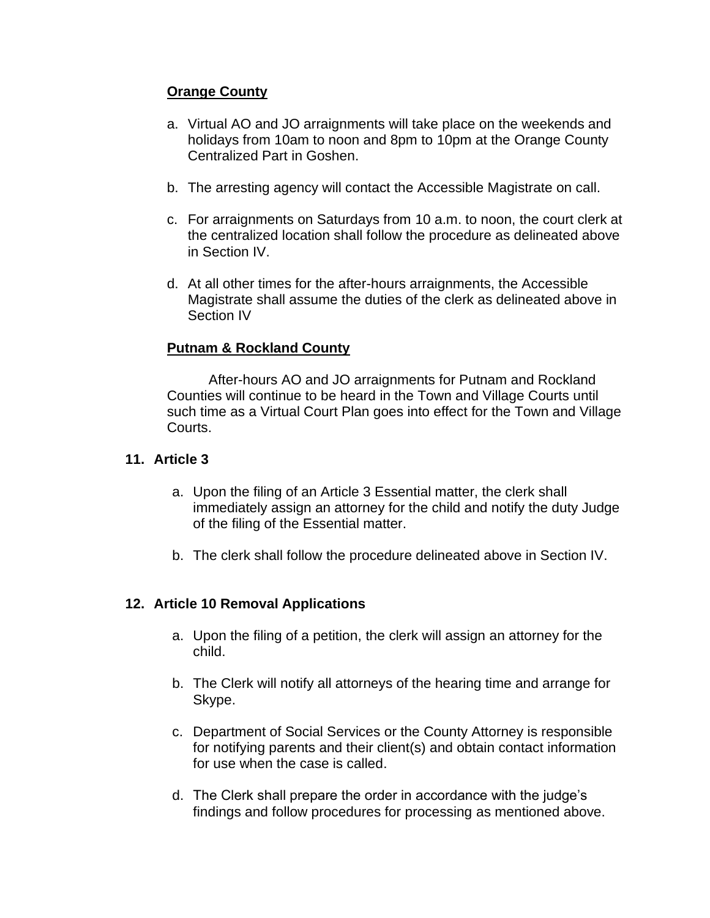**Orange County**

a. Virtual AO and JO arraignments will take place on the weekends and holidays from 10am to noon and 8pm to 10pm at the Orange County Centralized Part in Goshen.

b. The arresting agency will contact the Accessible Magistrate on call.

c. For arraignments on Saturdays from 10 a.m. to noon, the court clerk at the centralized location shall follow the procedure as delineated above in Section IV.

d. At all other times for the after-hours arraignments, the Accessible Magistrate shall assume the duties of the clerk as delineated above in Section IV

**Putnam & Rockland County**

After-hours AO and JO arraignments for Putnam and Rockland Counties will continue to be heard in the Town and Village Courts until such time as a Virtual Court Plan goes into effect for the Town and Village Courts.

**11. Article 3**

a. Upon the filing of an Article 3 Essential matter, the clerk shall immediately assign an attorney for the child and notify the duty Judge of the filing of the Essential matter.

b. The clerk shall follow the procedure delineated above in Section IV.

**12. Article 10 Removal Applications**

a. Upon the filing of a petition, the clerk will assign an attorney for the child.

b. The Clerk will notify all attorneys of the hearing time and arrange for Skype.

c. Department of Social Services or the County Attorney is responsible for notifying parents and their client(s) and obtain contact information for use when the case is called.

d. The Clerk shall prepare the order in accordance with the judge's findings and follow procedures for processing as mentioned above.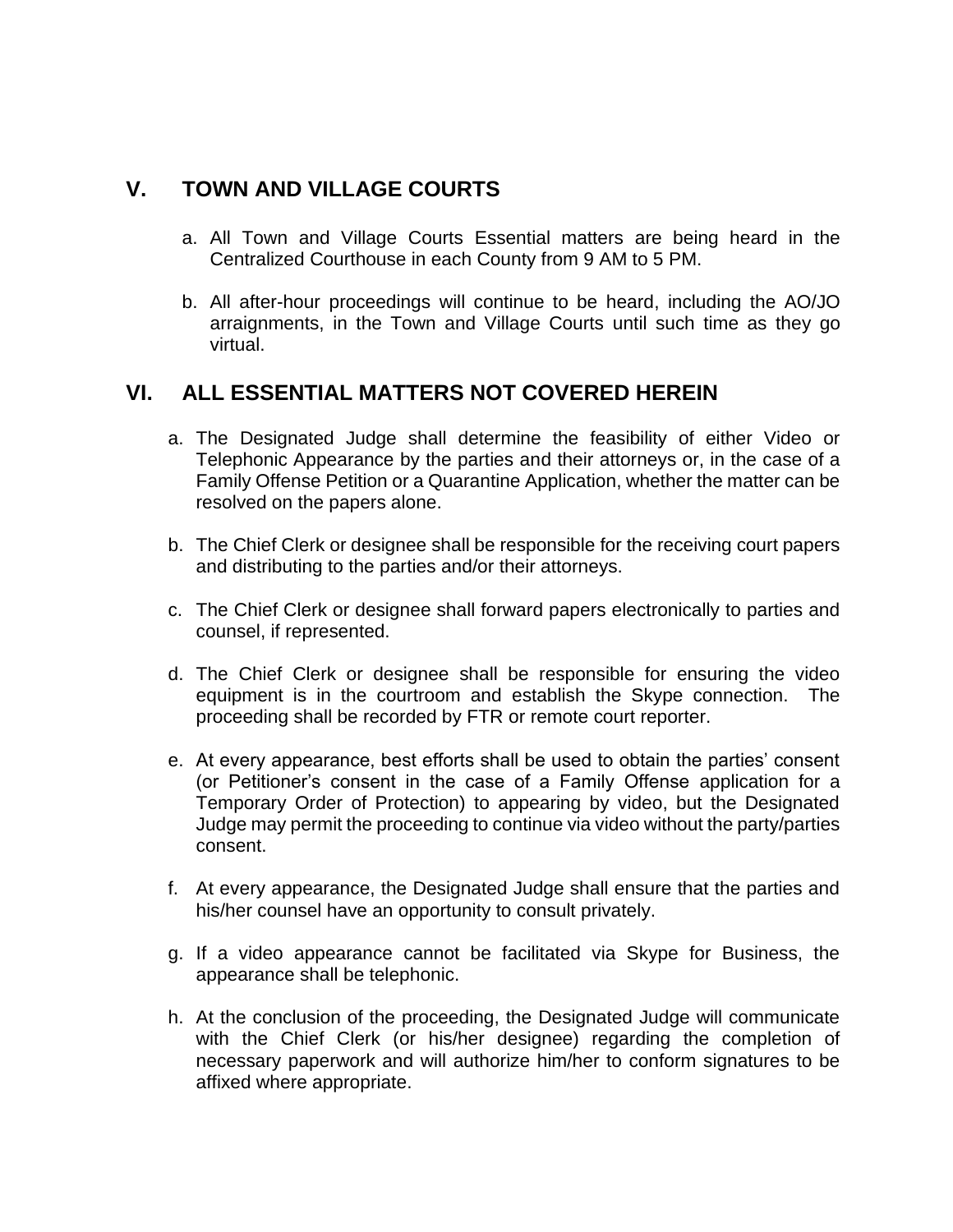## V. TOWN AND VILLAGE COURTS

a. All Town and Village Courts Essential matters are being heard in the Centralized Courthouse in each County from 9 AM to 5 PM.

b. All after-hour proceedings will continue to be heard, including the AO/JO arraignments, in the Town and Village Courts until such time as they go virtual.

## VI. ALL ESSENTIAL MATTERS NOT COVERED HEREIN

a. The Designated Judge shall determine the feasibility of either Video or Telephonic Appearance by the parties and their attorneys or, in the case of a Family Offense Petition or a Quarantine Application, whether the matter can be resolved on the papers alone.

b. The Chief Clerk or designee shall be responsible for the receiving court papers and distributing to the parties and/or their attorneys.

c. The Chief Clerk or designee shall forward papers electronically to parties and counsel, if represented.

d. The Chief Clerk or designee shall be responsible for ensuring the video equipment is in the courtroom and establish the Skype connection. The proceeding shall be recorded by FTR or remote court reporter.

e. At every appearance, best efforts shall be used to obtain the parties' consent (or Petitioner's consent in the case of a Family Offense application for a Temporary Order of Protection) to appearing by video, but the Designated Judge may permit the proceeding to continue via video without the party/parties consent.

f. At every appearance, the Designated Judge shall ensure that the parties and his/her counsel have an opportunity to consult privately.

g. If a video appearance cannot be facilitated via Skype for Business, the appearance shall be telephonic.

h. At the conclusion of the proceeding, the Designated Judge will communicate with the Chief Clerk (or his/her designee) regarding the completion of necessary paperwork and will authorize him/her to conform signatures to be affixed where appropriate.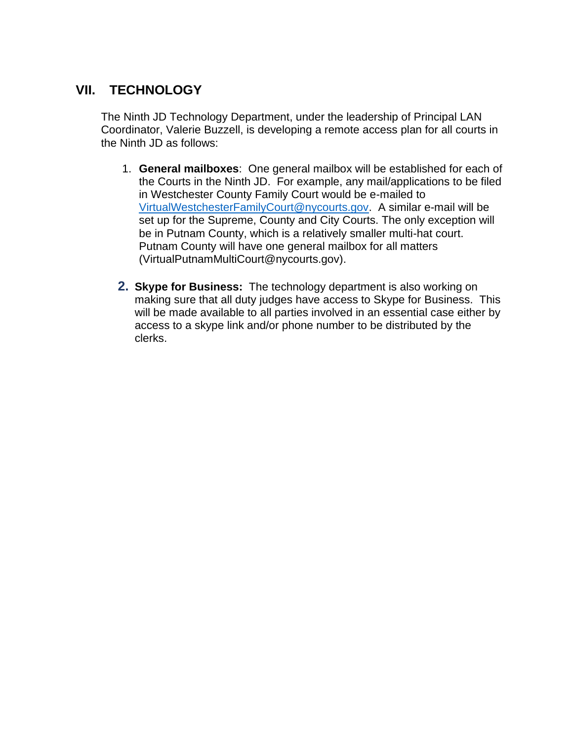## VII. TECHNOLOGY

The Ninth JD Technology Department, under the leadership of Principal LAN Coordinator, Valerie Buzzell, is developing a remote access plan for all courts in the Ninth JD as follows:

1. **General mailboxes**: One general mailbox will be established for each of the Courts in the Ninth JD. For example, any mail/applications to be filed in Westchester County Family Court would be e-mailed to VirtualWestchesterFamilyCourt@nycourts.gov. A similar e-mail will be set up for the Supreme, County and City Courts. The only exception will be in Putnam County, which is a relatively smaller multi-hat court. Putnam County will have one general mailbox for all matters (VirtualPutnamMultiCourt@nycourts.gov).

2. **Skype for Business:** The technology department is also working on making sure that all duty judges have access to Skype for Business. This will be made available to all parties involved in an essential case either by access to a skype link and/or phone number to be distributed by the clerks.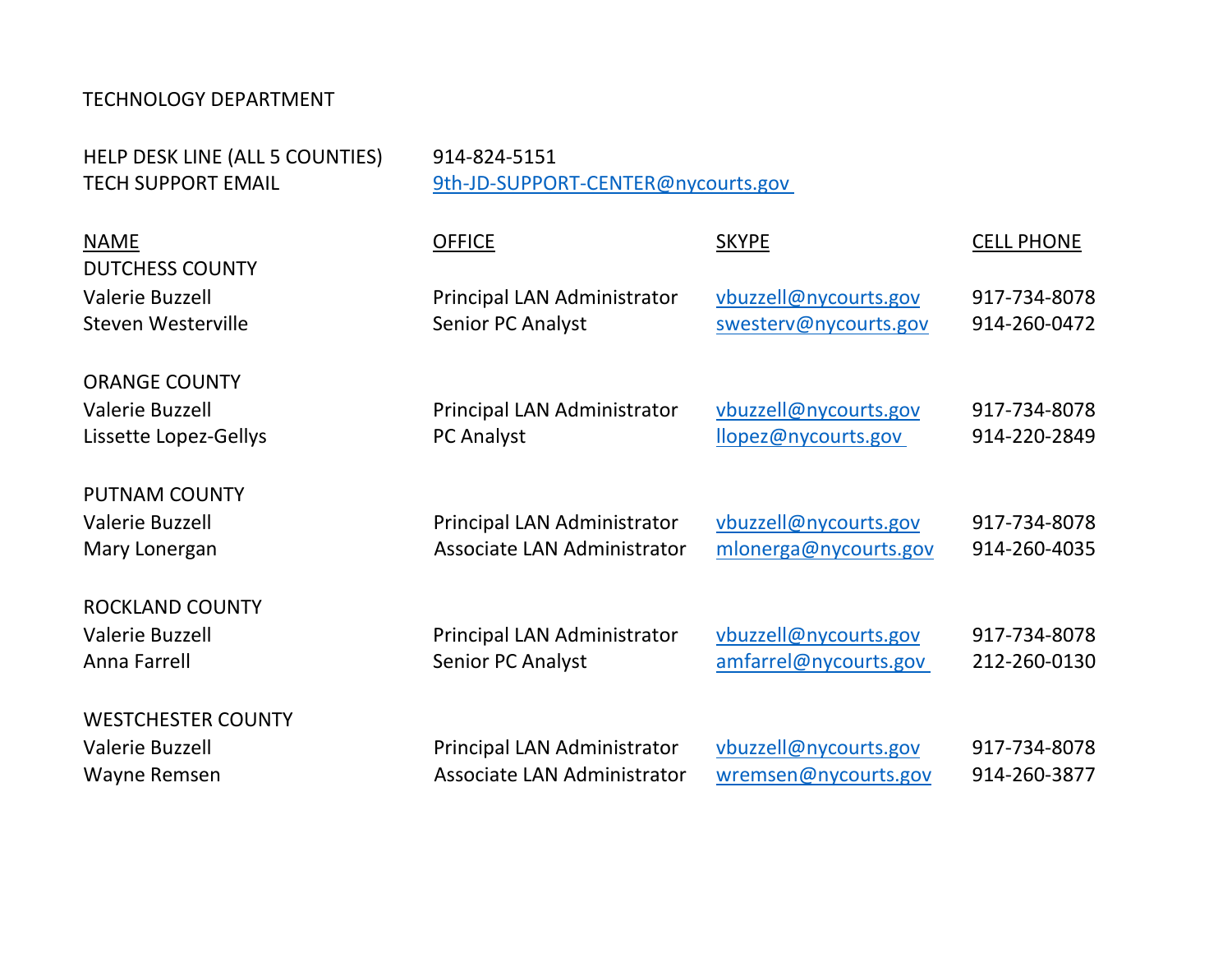TECHNOLOGY DEPARTMENT

HELP DESK LINE (ALL 5 COUNTIES) 914-824-5151
TECH SUPPORT EMAIL 9th-JD-SUPPORT-CENTER@nycourts.gov

| NAME | OFFICE | SKYPE | CELL PHONE |
|---|---|---|---|
| DUTCHESS COUNTY | | | |
| Valerie Buzzell | Principal LAN Administrator | vbuzzell@nycourts.gov | 917-734-8078 |
| Steven Westerville | Senior PC Analyst | swesterv@nycourts.gov | 914-260-0472 |
| | | | |
| ORANGE COUNTY | | | |
| Valerie Buzzell | Principal LAN Administrator | vbuzzell@nycourts.gov | 917-734-8078 |
| Lissette Lopez-Gellys | PC Analyst | llopez@nycourts.gov | 914-220-2849 |
| | | | |
| PUTNAM COUNTY | | | |
| Valerie Buzzell | Principal LAN Administrator | vbuzzell@nycourts.gov | 917-734-8078 |
| Mary Lonergan | Associate LAN Administrator | mlonerga@nycourts.gov | 914-260-4035 |
| | | | |
| ROCKLAND COUNTY | | | |
| Valerie Buzzell | Principal LAN Administrator | vbuzzell@nycourts.gov | 917-734-8078 |
| Anna Farrell | Senior PC Analyst | amfarrel@nycourts.gov | 212-260-0130 |
| | | | |
| WESTCHESTER COUNTY | | | |
| Valerie Buzzell | Principal LAN Administrator | vbuzzell@nycourts.gov | 917-734-8078 |
| Wayne Remsen | Associate LAN Administrator | wremsen@nycourts.gov | 914-260-3877 |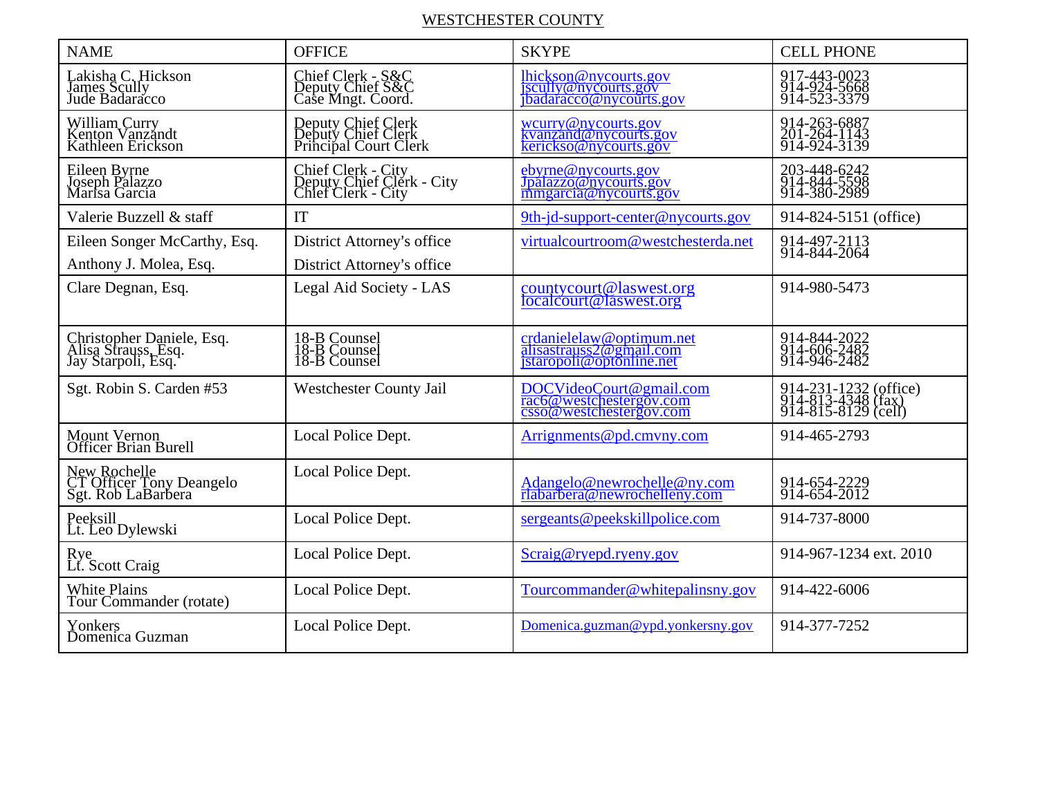WESTCHESTER COUNTY

| NAME | OFFICE | SKYPE | CELL PHONE |
|---|---|---|---|
| Lakisha C. Hickson<br>James Scully<br>Jude Badaracco | Chief Clerk - S&C<br>Deputy Chief S&C<br>Case Mngt. Coord. | lhickson@nycourts.gov<br>jscully@nycourts.gov<br>jbadaracco@nycourts.gov | 917-443-0023<br>914-924-5668<br>914-523-3379 |
| William Curry<br>Kenton Vanzandt<br>Kathleen Erickson | Deputy Chief Clerk<br>Deputy Chief Clerk<br>Principal Court Clerk | wcurry@nycourts.gov<br>kvanzand@nycourts.gov<br>kerickso@nycourts.gov | 914-263-6887<br>201-264-1143<br>914-924-3139 |
| Eileen Byrne<br>Joseph Palazzo<br>Marisa Garcia | Chief Clerk - City<br>Deputy Chief Clerk - City<br>Chief Clerk - City | ebyrne@nycourts.gov<br>Jpalazzo@nycourts.gov<br>mmgarcia@nycourts.gov | 203-448-6242<br>914-844-5598<br>914-380-2989 |
| Valerie Buzzell & staff | IT | 9th-jd-support-center@nycourts.gov | 914-824-5151 (office) |
| Eileen Songer McCarthy, Esq.<br>Anthony J. Molea, Esq. | District Attorney's office<br>District Attorney's office | virtualcourtroom@westchesterda.net | 914-497-2113<br>914-844-2064 |
| Clare Degnan, Esq. | Legal Aid Society - LAS | countycourt@laswest.org<br>localcourt@laswest.org | 914-980-5473 |
| Christopher Daniele, Esq.<br>Alisa Strauss, Esq.<br>Jay Starpoli, Esq. | 18-B Counsel<br>18-B Counsel<br>18-B Counsel | crdanielelaw@optimum.net<br>alisastrauss2@gmail.com<br>jstaropoli@optonline.net | 914-844-2022<br>914-606-2482<br>914-946-2482 |
| Sgt. Robin S. Carden #53 | Westchester County Jail | DOCVideoCourt@gmail.com<br>rac6@westchestergov.com<br>csso@westchestergov.com | 914-231-1232 (office)<br>914-813-4348 (fax)<br>914-815-8129 (cell) |
| Mount Vernon<br>Officer Brian Burell | Local Police Dept. | Arrignments@pd.cmvny.com | 914-465-2793 |
| New Rochelle<br>CT Officer Tony Deangelo<br>Sgt. Rob LaBarbera | Local Police Dept. | Adangelo@newrochelle@ny.com<br>rlabarbera@newrochelleny.com | 914-654-2229<br>914-654-2012 |
| Peeksill<br>Lt. Leo Dylewski | Local Police Dept. | sergeants@peekskillpolice.com | 914-737-8000 |
| Rye<br>Lt. Scott Craig | Local Police Dept. | Scraig@ryepd.ryeny.gov | 914-967-1234 ext. 2010 |
| White Plains<br>Tour Commander (rotate) | Local Police Dept. | Tourcommander@whitepalinsny.gov | 914-422-6006 |
| Yonkers<br>Domenica Guzman | Local Police Dept. | Domenica.guzman@ypd.yonkersny.gov | 914-377-7252 |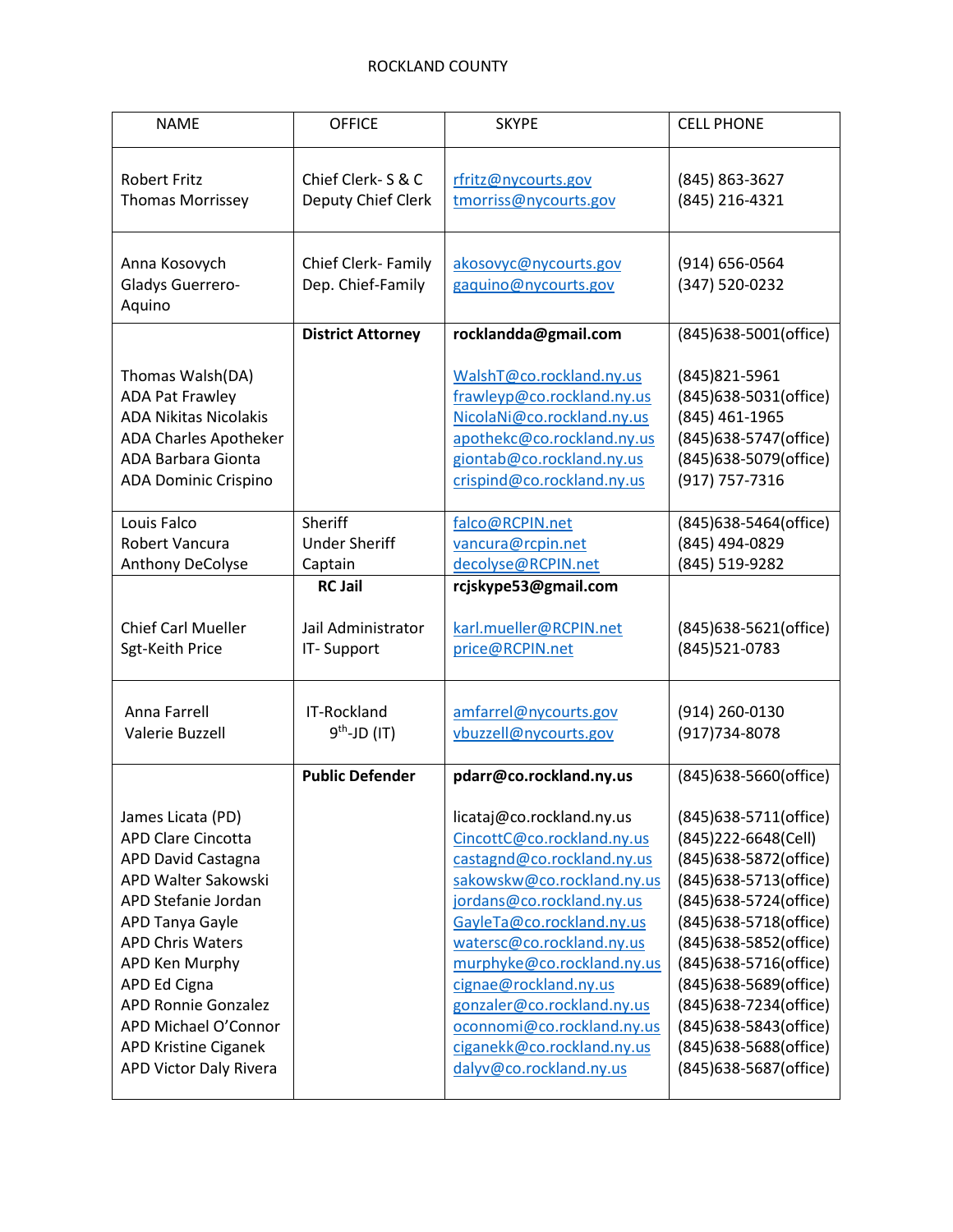ROCKLAND COUNTY

| NAME | OFFICE | SKYPE | CELL PHONE |
|---|---|---|---|
| Robert Fritz<br>Thomas Morrissey | Chief Clerk- S & C<br>Deputy Chief Clerk | rfritz@nycourts.gov<br>tmorriss@nycourts.gov | (845) 863-3627<br>(845) 216-4321 |
| Anna Kosovych<br>Gladys Guerrero-Aquino | Chief Clerk- Family<br>Dep. Chief-Family | akosovyc@nycourts.gov<br>gaquino@nycourts.gov | (914) 656-0564<br>(347) 520-0232 |
| <br><br>Thomas Walsh(DA)<br>ADA Pat Frawley<br>ADA Nikitas Nicolakis<br>ADA Charles Apotheker<br>ADA Barbara Gionta<br>ADA Dominic Crispino | **District Attorney** | **rocklandda@gmail.com**<br><br>WalshT@co.rockland.ny.us<br>frawleyp@co.rockland.ny.us<br>NicolaNi@co.rockland.ny.us<br>apothekc@co.rockland.ny.us<br>giontab@co.rockland.ny.us<br>crispind@co.rockland.ny.us | (845)638-5001(office)<br><br>(845)821-5961<br>(845)638-5031(office)<br>(845) 461-1965<br>(845)638-5747(office)<br>(845)638-5079(office)<br>(917) 757-7316 |
| Louis Falco<br>Robert Vancura<br>Anthony DeColyse | Sheriff<br>Under Sheriff<br>Captain | falco@RCPIN.net<br>vancura@rcpin.net<br>decolyse@RCPIN.net | (845)638-5464(office)<br>(845) 494-0829<br>(845) 519-9282 |
| <br><br>Chief Carl Mueller<br>Sgt-Keith Price | **RC Jail**<br><br>Jail Administrator<br>IT- Support | **rcjskype53@gmail.com**<br><br>karl.mueller@RCPIN.net<br>price@RCPIN.net | <br><br>(845)638-5621(office)<br>(845)521-0783 |
| Anna Farrell<br>Valerie Buzzell | IT-Rockland<br>9th-JD (IT) | amfarrel@nycourts.gov<br>vbuzzell@nycourts.gov | (914) 260-0130<br>(917)734-8078 |
| <br><br>James Licata (PD)<br>APD Clare Cincotta<br>APD David Castagna<br>APD Walter Sakowski<br>APD Stefanie Jordan<br>APD Tanya Gayle<br>APD Chris Waters<br>APD Ken Murphy<br>APD Ed Cigna<br>APD Ronnie Gonzalez<br>APD Michael O'Connor<br>APD Kristine Ciganek<br>APD Victor Daly Rivera | **Public Defender** | **pdarr@co.rockland.ny.us**<br><br>licataj@co.rockland.ny.us<br>CincottC@co.rockland.ny.us<br>castagnd@co.rockland.ny.us<br>sakowskw@co.rockland.ny.us<br>jordans@co.rockland.ny.us<br>GayleTa@co.rockland.ny.us<br>watersc@co.rockland.ny.us<br>murphyke@co.rockland.ny.us<br>cignae@rockland.ny.us<br>gonzaler@co.rockland.ny.us<br>oconnomi@co.rockland.ny.us<br>ciganekk@co.rockland.ny.us<br>dalyv@co.rockland.ny.us | (845)638-5660(office)<br><br>(845)638-5711(office)<br>(845)222-6648(Cell)<br>(845)638-5872(office)<br>(845)638-5713(office)<br>(845)638-5724(office)<br>(845)638-5718(office)<br>(845)638-5852(office)<br>(845)638-5716(office)<br>(845)638-5689(office)<br>(845)638-7234(office)<br>(845)638-5843(office)<br>(845)638-5688(office)<br>(845)638-5687(office) |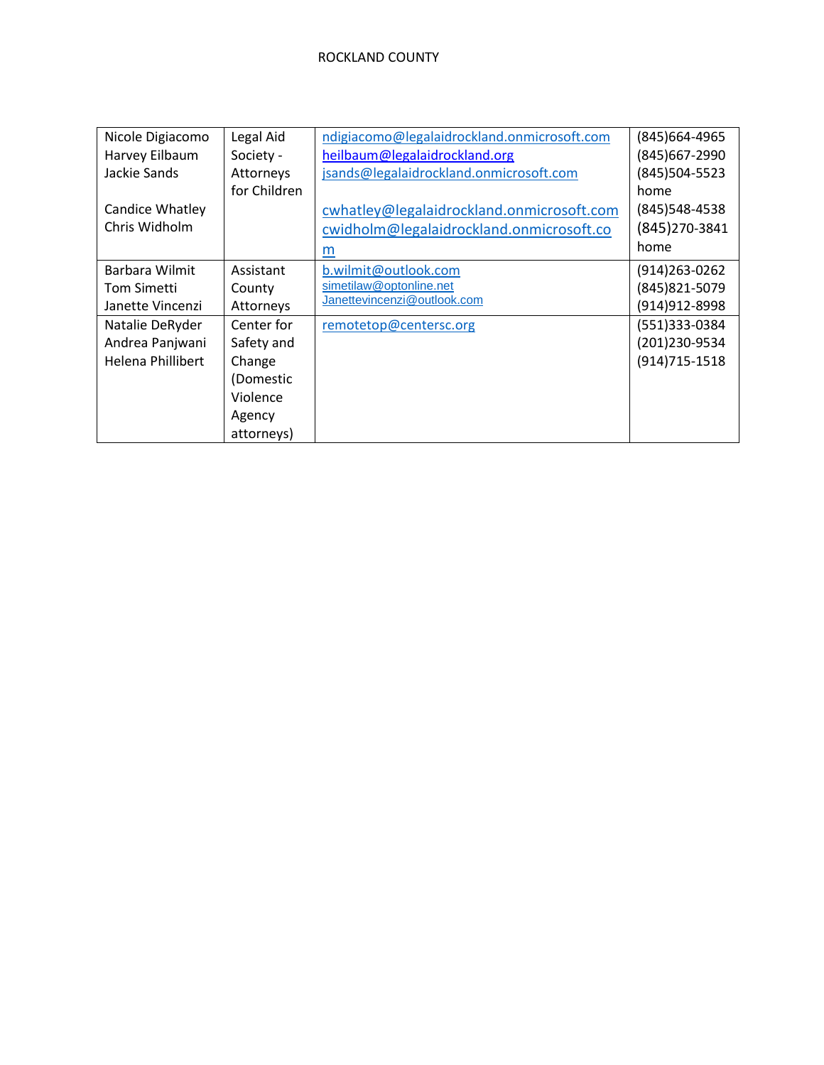ROCKLAND COUNTY

| | | | |
|---|---|---|---|
| Nicole Digiacomo<br>Harvey Eilbaum<br>Jackie Sands<br><br>Candice Whatley<br>Chris Widholm | Legal Aid Society - Attorneys for Children | ndigiacomo@legalaidrockland.onmicrosoft.com<br>heilbaum@legalaidrockland.org<br>jsands@legalaidrockland.onmicrosoft.com<br><br>cwhatley@legalaidrockland.onmicrosoft.com<br>cwidholm@legalaidrockland.onmicrosoft.com | (845)664-4965<br>(845)667-2990<br>(845)504-5523 home<br>(845)548-4538<br>(845)270-3841 home |
| Barbara Wilmit<br>Tom Simetti<br>Janette Vincenzi | Assistant County Attorneys | b.wilmit@outlook.com<br>simetilaw@optonline.net<br>Janettevincenzi@outlook.com | (914)263-0262<br>(845)821-5079<br>(914)912-8998 |
| Natalie DeRyder<br>Andrea Panjwani<br>Helena Phillibert | Center for Safety and Change (Domestic Violence Agency attorneys) | remotetop@centersc.org | (551)333-0384<br>(201)230-9534<br>(914)715-1518 |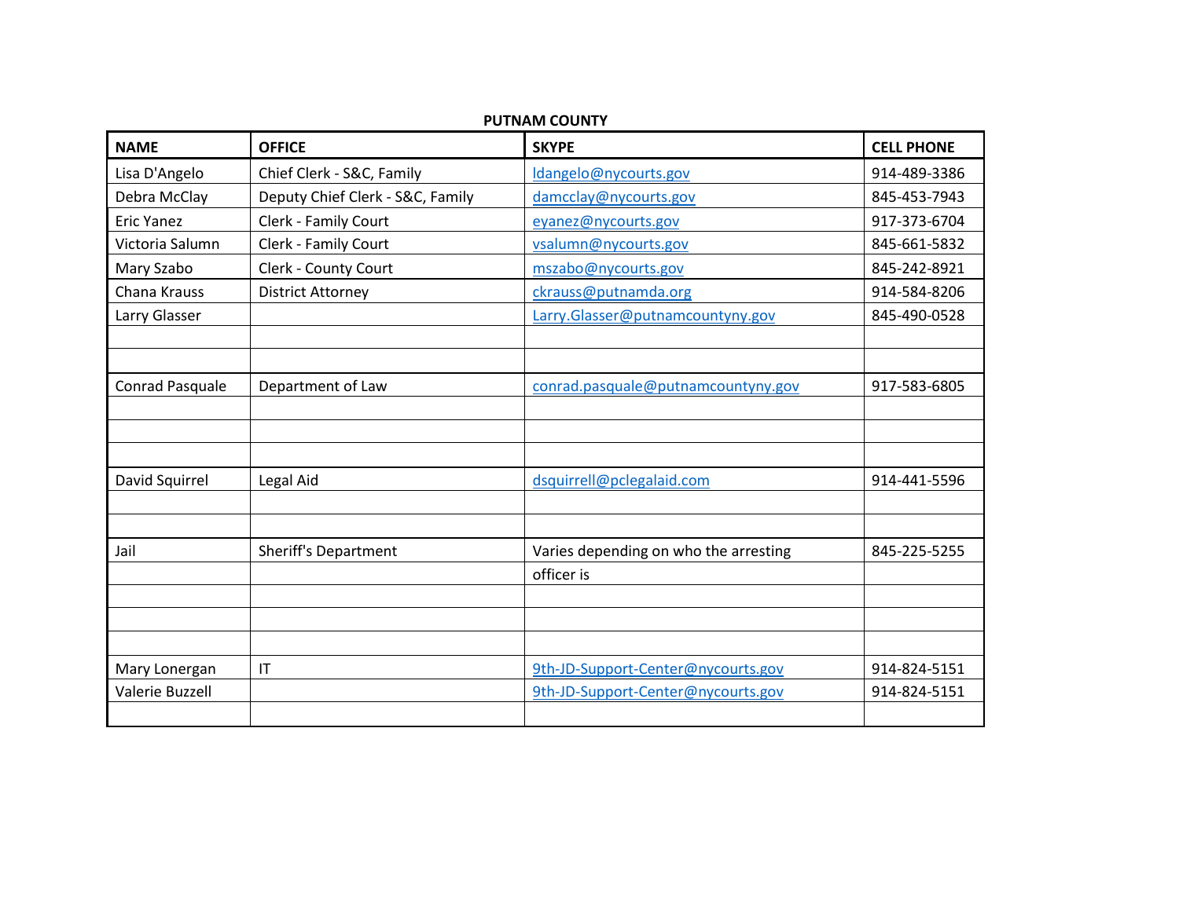**PUTNAM COUNTY**

| NAME | OFFICE | SKYPE | CELL PHONE |
|---|---|---|---|
| Lisa D'Angelo | Chief Clerk - S&C, Family | ldangelo@nycourts.gov | 914-489-3386 |
| Debra McClay | Deputy Chief Clerk - S&C, Family | damcclay@nycourts.gov | 845-453-7943 |
| Eric Yanez | Clerk - Family Court | eyanez@nycourts.gov | 917-373-6704 |
| Victoria Salumn | Clerk - Family Court | vsalumn@nycourts.gov | 845-661-5832 |
| Mary Szabo | Clerk - County Court | mszabo@nycourts.gov | 845-242-8921 |
| Chana Krauss | District Attorney | ckrauss@putnamda.org | 914-584-8206 |
| Larry Glasser | | Larry.Glasser@putnamcountyny.gov | 845-490-0528 |
| | | | |
| | | | |
| Conrad Pasquale | Department of Law | conrad.pasquale@putnamcountyny.gov | 917-583-6805 |
| | | | |
| | | | |
| | | | |
| David Squirrel | Legal Aid | dsquirrell@pclegalaid.com | 914-441-5596 |
| | | | |
| | | | |
| Jail | Sheriff's Department | Varies depending on who the arresting officer is | 845-225-5255 |
| | | | |
| | | | |
| | | | |
| Mary Lonergan | IT | 9th-JD-Support-Center@nycourts.gov | 914-824-5151 |
| Valerie Buzzell | | 9th-JD-Support-Center@nycourts.gov | 914-824-5151 |
| | | | |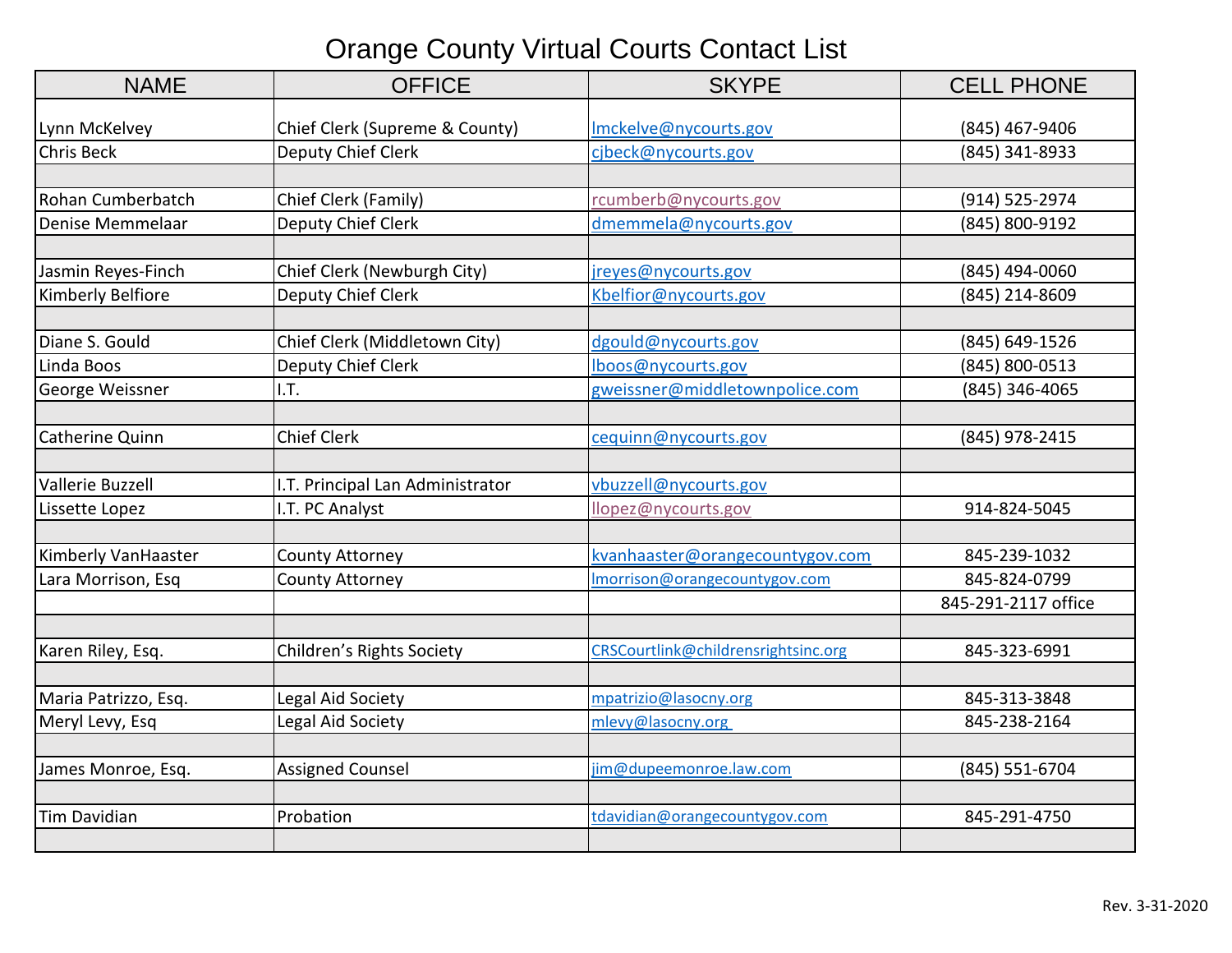# Orange County Virtual Courts Contact List

| NAME | OFFICE | SKYPE | CELL PHONE |
|---|---|---|---|
| Lynn McKelvey | Chief Clerk (Supreme & County) | lmckelve@nycourts.gov | (845) 467-9406 |
| Chris Beck | Deputy Chief Clerk | cjbeck@nycourts.gov | (845) 341-8933 |
| | | | |
| Rohan Cumberbatch | Chief Clerk (Family) | rcumberb@nycourts.gov | (914) 525-2974 |
| Denise Memmelaar | Deputy Chief Clerk | dmemmela@nycourts.gov | (845) 800-9192 |
| | | | |
| Jasmin Reyes-Finch | Chief Clerk (Newburgh City) | jreyes@nycourts.gov | (845) 494-0060 |
| Kimberly Belfiore | Deputy Chief Clerk | Kbelfior@nycourts.gov | (845) 214-8609 |
| | | | |
| Diane S. Gould | Chief Clerk (Middletown City) | dgould@nycourts.gov | (845) 649-1526 |
| Linda Boos | Deputy Chief Clerk | lboos@nycourts.gov | (845) 800-0513 |
| George Weissner | I.T. | gweissner@middletownpolice.com | (845) 346-4065 |
| | | | |
| Catherine Quinn | Chief Clerk | cequinn@nycourts.gov | (845) 978-2415 |
| | | | |
| Vallerie Buzzell | I.T. Principal Lan Administrator | vbuzzell@nycourts.gov | |
| Lissette Lopez | I.T. PC Analyst | llopez@nycourts.gov | 914-824-5045 |
| | | | |
| Kimberly VanHaaster | County Attorney | kvanhaaster@orangecountygov.com | 845-239-1032 |
| Lara Morrison, Esq | County Attorney | lmorrison@orangecountygov.com | 845-824-0799 |
| | | | 845-291-2117 office |
| | | | |
| Karen Riley, Esq. | Children's Rights Society | CRSCourtlink@childrensrightsinc.org | 845-323-6991 |
| | | | |
| Maria Patrizzo, Esq. | Legal Aid Society | mpatrizio@lasocny.org | 845-313-3848 |
| Meryl Levy, Esq | Legal Aid Society | mlevy@lasocny.org | 845-238-2164 |
| | | | |
| James Monroe, Esq. | Assigned Counsel | jim@dupeemonroe.law.com | (845) 551-6704 |
| | | | |
| Tim Davidian | Probation | tdavidian@orangecountygov.com | 845-291-4750 |
| | | | |

Rev. 3-31-2020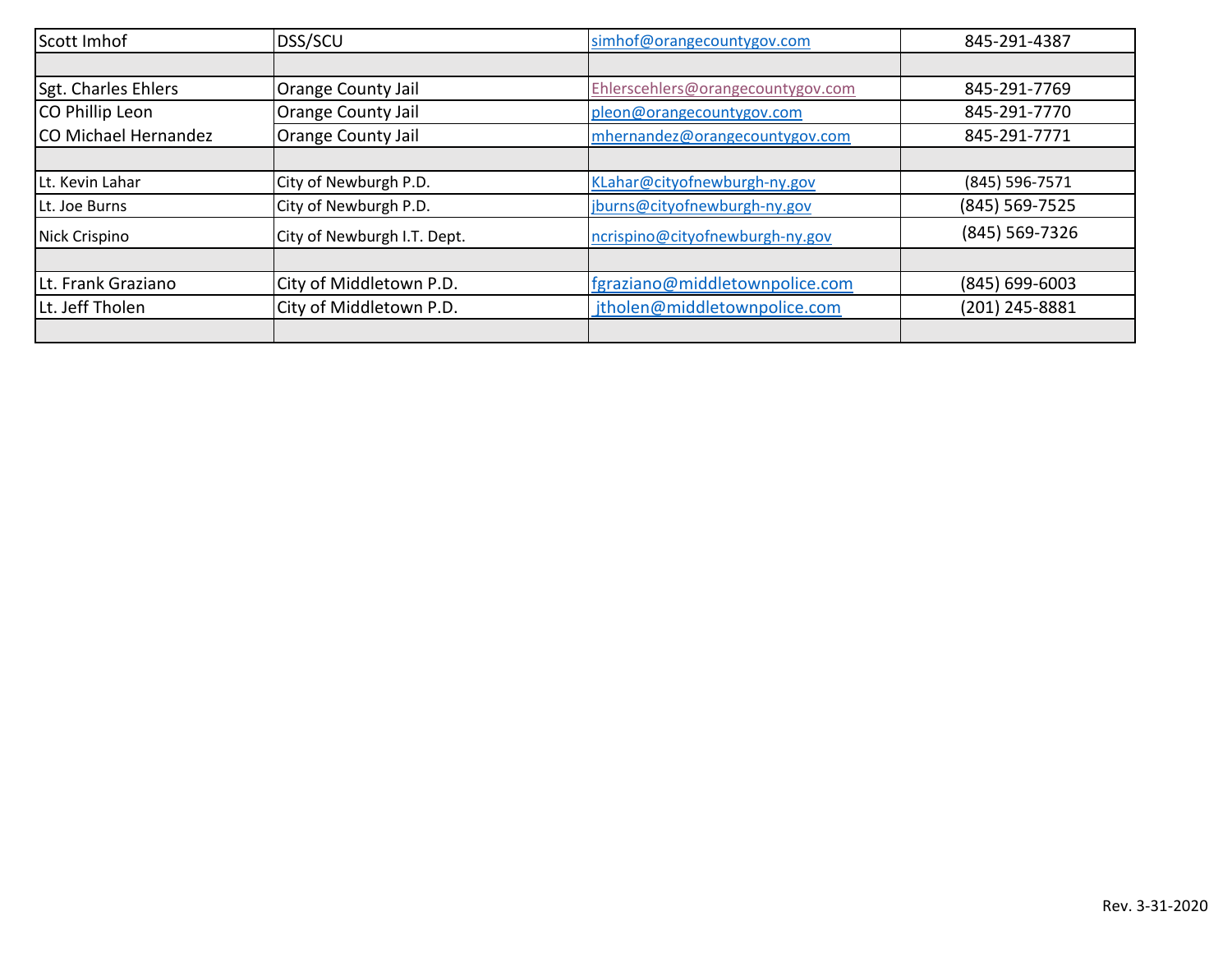| Scott Imhof | DSS/SCU | simhof@orangecountygov.com | 845-291-4387 |
|---|---|---|---|
| | | | |
| Sgt. Charles Ehlers | Orange County Jail | Ehlerscehlers@orangecountygov.com | 845-291-7769 |
| CO Phillip Leon | Orange County Jail | pleon@orangecountygov.com | 845-291-7770 |
| CO Michael Hernandez | Orange County Jail | mhernandez@orangecountygov.com | 845-291-7771 |
| | | | |
| Lt. Kevin Lahar | City of Newburgh P.D. | KLahar@cityofnewburgh-ny.gov | (845) 596-7571 |
| Lt. Joe Burns | City of Newburgh P.D. | jburns@cityofnewburgh-ny.gov | (845) 569-7525 |
| Nick Crispino | City of Newburgh I.T. Dept. | ncrispino@cityofnewburgh-ny.gov | (845) 569-7326 |
| | | | |
| Lt. Frank Graziano | City of Middletown P.D. | fgraziano@middletownpolice.com | (845) 699-6003 |
| Lt. Jeff Tholen | City of Middletown P.D. | jtholen@middletownpolice.com | (201) 245-8881 |
| | | | |

Rev. 3-31-2020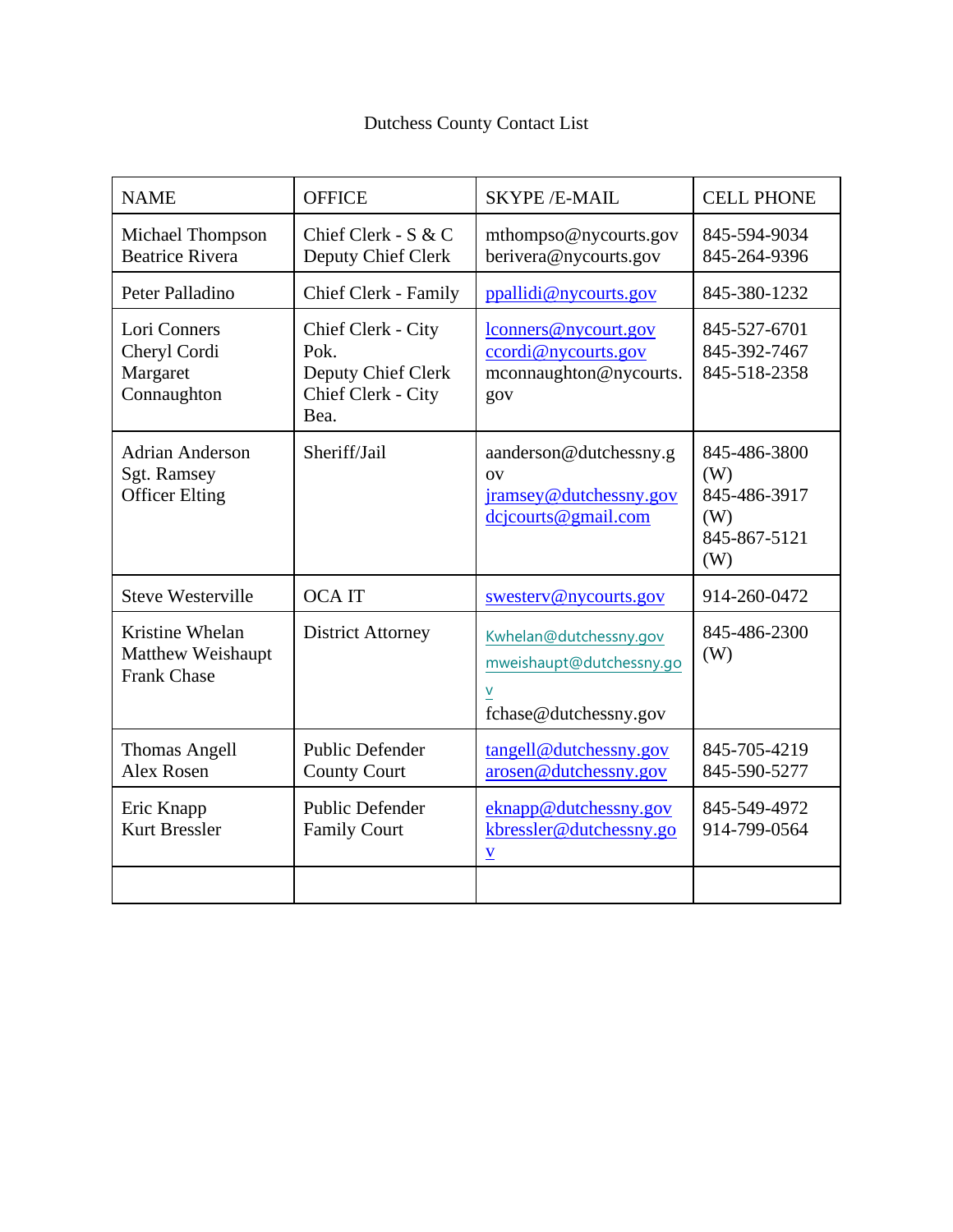Dutchess County Contact List

| NAME | OFFICE | SKYPE /E-MAIL | CELL PHONE |
|---|---|---|---|
| Michael Thompson<br>Beatrice Rivera | Chief Clerk - S & C<br>Deputy Chief Clerk | mthompso@nycourts.gov<br>berivera@nycourts.gov | 845-594-9034<br>845-264-9396 |
| Peter Palladino | Chief Clerk - Family | ppallidi@nycourts.gov | 845-380-1232 |
| Lori Conners<br>Cheryl Cordi<br>Margaret Connaughton | Chief Clerk - City Pok.<br>Deputy Chief Clerk<br>Chief Clerk - City Bea. | lconners@nycourt.gov<br>ccordi@nycourts.gov<br>mconnaughton@nycourts.gov | 845-527-6701<br>845-392-7467<br>845-518-2358 |
| Adrian Anderson<br>Sgt. Ramsey<br>Officer Elting | Sheriff/Jail | aanderson@dutchessny.gov<br>jramsey@dutchessny.gov<br>dcjcourts@gmail.com | 845-486-3800 (W)<br>845-486-3917 (W)<br>845-867-5121 (W) |
| Steve Westerville | OCA IT | swesterv@nycourts.gov | 914-260-0472 |
| Kristine Whelan<br>Matthew Weishaupt<br>Frank Chase | District Attorney | Kwhelan@dutchessny.gov<br>mweishaupt@dutchessny.gov<br>fchase@dutchessny.gov | 845-486-2300 (W) |
| Thomas Angell<br>Alex Rosen | Public Defender County Court | tangell@dutchessny.gov<br>arosen@dutchessny.gov | 845-705-4219<br>845-590-5277 |
| Eric Knapp<br>Kurt Bressler | Public Defender Family Court | eknapp@dutchessny.gov<br>kbressler@dutchessny.gov | 845-549-4972<br>914-799-0564 |
| | | | |